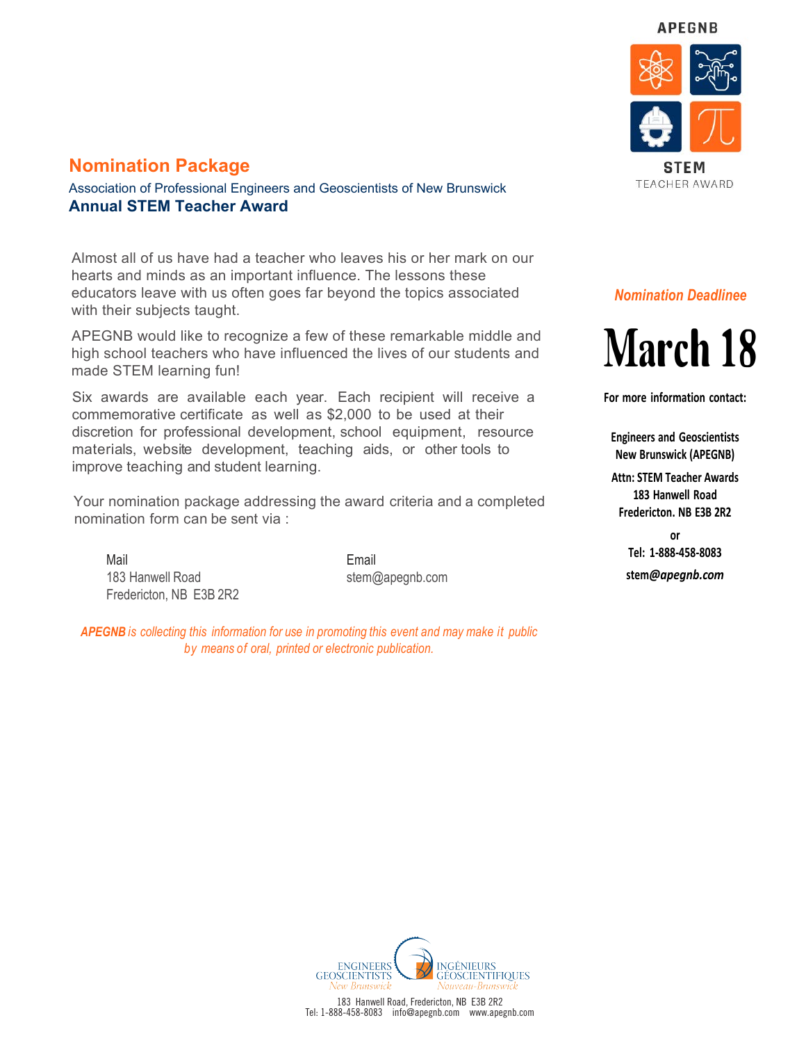APEGNB

STEM

TEACHER AWARD

## Nomination Package

Association of Professional Engineers and Geoscientists of New Brunswick

**Annual STEM Teacher Award**

Almost all of us have had a teacher who leaves his or her mark on our hearts and minds as an important influence. The lessons these educators leave with us often goes far beyond the topics associated with their subjects taught.

APEGNB would like to recognize a few of these remarkable middle and high school teachers who have influenced the lives of our students and made STEM learning fun!

Six awards are available each year. Each recipient will receive a commemorative certificate as well as $2,000 to be used at their discretion for professional development, school equipment, resource materials, website development, teaching aids, or other tools to improve teaching and student learning.

Your nomination package addressing the award criteria and a completed nomination form can be sent via :

Mail
183 Hanwell Road
Fredericton, NB E3B 2R2

Email
stem@apegnb.com

*APEGNB is collecting this information for use in promoting this event and may make it public by means of oral, printed or electronic publication.*

*Nomination Deadlinee*

# March 18

**For more information contact:**

**Engineers and Geoscientists New Brunswick (APEGNB)**

**Attn: STEM Teacher Awards**
**183 Hanwell Road**
**Fredericton. NB E3B 2R2**

**or**

**Tel: 1-888-458-8083**

**stem@apegnb.com**

ENGINEERS GEOSCIENTISTS New Brunswick | INGÉNIEURS GÉOSCIENTIFIQUES Nouveau-Brunswick

183 Hanwell Road, Fredericton, NB E3B 2R2
Tel: 1-888-458-8083 info@apegnb.com www.apegnb.com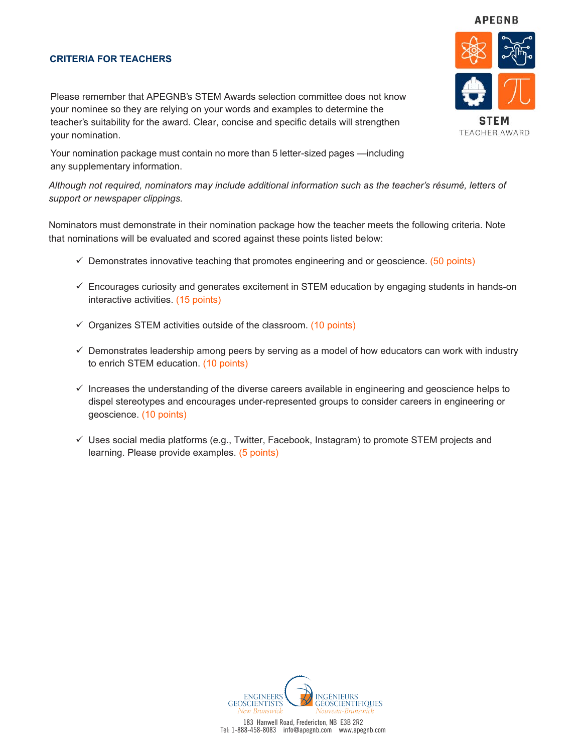## CRITERIA FOR TEACHERS

Please remember that APEGNB's STEM Awards selection committee does not know your nominee so they are relying on your words and examples to determine the teacher's suitability for the award. Clear, concise and specific details will strengthen your nomination.

Your nomination package must contain no more than 5 letter-sized pages —including any supplementary information.

*Although not required, nominators may include additional information such as the teacher's résumé, letters of support or newspaper clippings.*

Nominators must demonstrate in their nomination package how the teacher meets the following criteria. Note that nominations will be evaluated and scored against these points listed below:

- ✓ Demonstrates innovative teaching that promotes engineering and or geoscience. (50 points)
- ✓ Encourages curiosity and generates excitement in STEM education by engaging students in hands-on interactive activities. (15 points)
- ✓ Organizes STEM activities outside of the classroom. (10 points)
- ✓ Demonstrates leadership among peers by serving as a model of how educators can work with industry to enrich STEM education. (10 points)
- ✓ Increases the understanding of the diverse careers available in engineering and geoscience helps to dispel stereotypes and encourages under-represented groups to consider careers in engineering or geoscience. (10 points)
- ✓ Uses social media platforms (e.g., Twitter, Facebook, Instagram) to promote STEM projects and learning. Please provide examples. (5 points)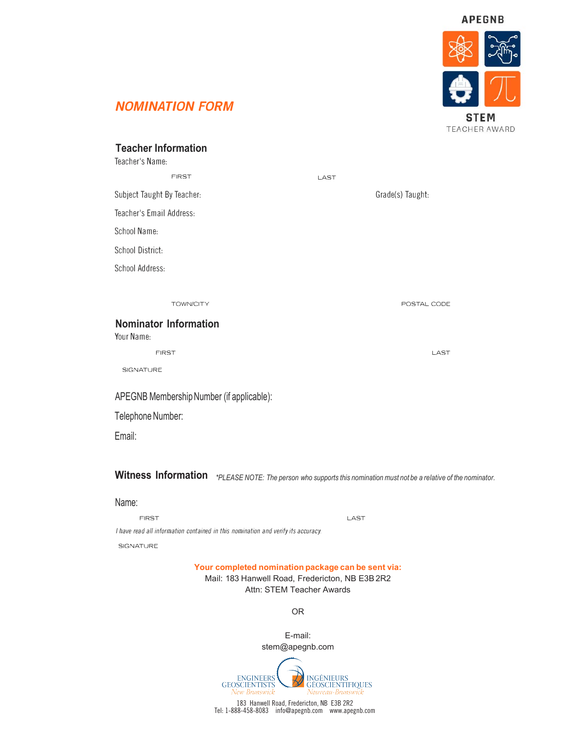APEGNB

STEM

TEACHER AWARD

# NOMINATION FORM

## Teacher Information

Teacher's Name:

FIRST LAST

Subject Taught By Teacher: Grade(s) Taught:

Teacher's Email Address:

School Name:

School District:

School Address:

TOWN/CITY POSTAL CODE

## Nominator Information

Your Name:

FIRST LAST

SIGNATURE

APEGNB Membership Number (if applicable):

Telephone Number:

Email:

## Witness Information

*\*PLEASE NOTE: The person who supports this nomination must not be a relative of the nominator.*

Name:

FIRST LAST

*I have read all information contained in this nomination and verify its accuracy.*

SIGNATURE

**Your completed nomination package can be sent via:**

Mail: 183 Hanwell Road, Fredericton, NB E3B 2R2

Attn: STEM Teacher Awards

OR

E-mail:

stem@apegnb.com

ENGINEERS GEOSCIENTISTS New Brunswick

INGÉNIEURS GÉOSCIENTIFIQUES Nouveau-Brunswick

183 Hanwell Road, Fredericton, NB E3B 2R2

Tel: 1-888-458-8083 info@apegnb.com www.apegnb.com